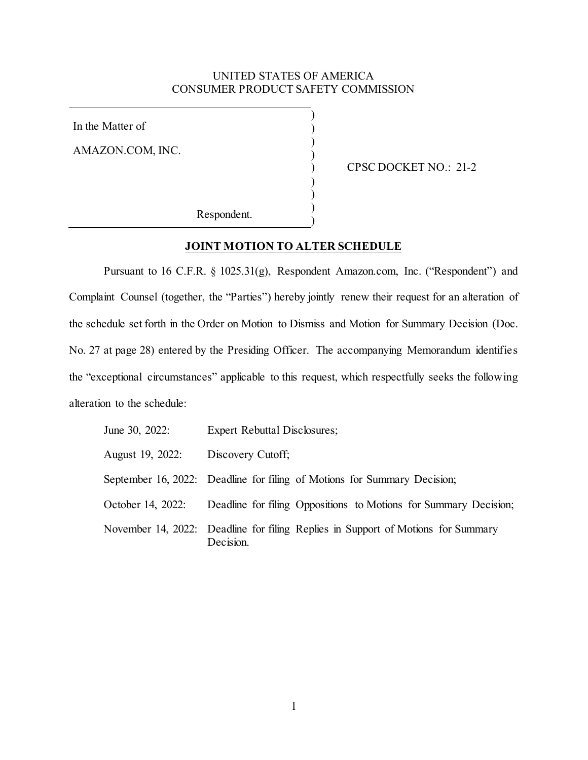UNITED STATES OF AMERICA
CONSUMER PRODUCT SAFETY COMMISSION

In the Matter of

AMAZON.COM, INC.

Respondent.

CPSC DOCKET NO.: 21-2

**JOINT MOTION TO ALTER SCHEDULE**

Pursuant to 16 C.F.R. § 1025.31(g), Respondent Amazon.com, Inc. ("Respondent") and Complaint Counsel (together, the "Parties") hereby jointly renew their request for an alteration of the schedule set forth in the Order on Motion to Dismiss and Motion for Summary Decision (Doc. No. 27 at page 28) entered by the Presiding Officer. The accompanying Memorandum identifies the "exceptional circumstances" applicable to this request, which respectfully seeks the following alteration to the schedule:

- June 30, 2022: Expert Rebuttal Disclosures;
- August 19, 2022: Discovery Cutoff;
- September 16, 2022: Deadline for filing of Motions for Summary Decision;
- October 14, 2022: Deadline for filing Oppositions to Motions for Summary Decision;
- November 14, 2022: Deadline for filing Replies in Support of Motions for Summary Decision.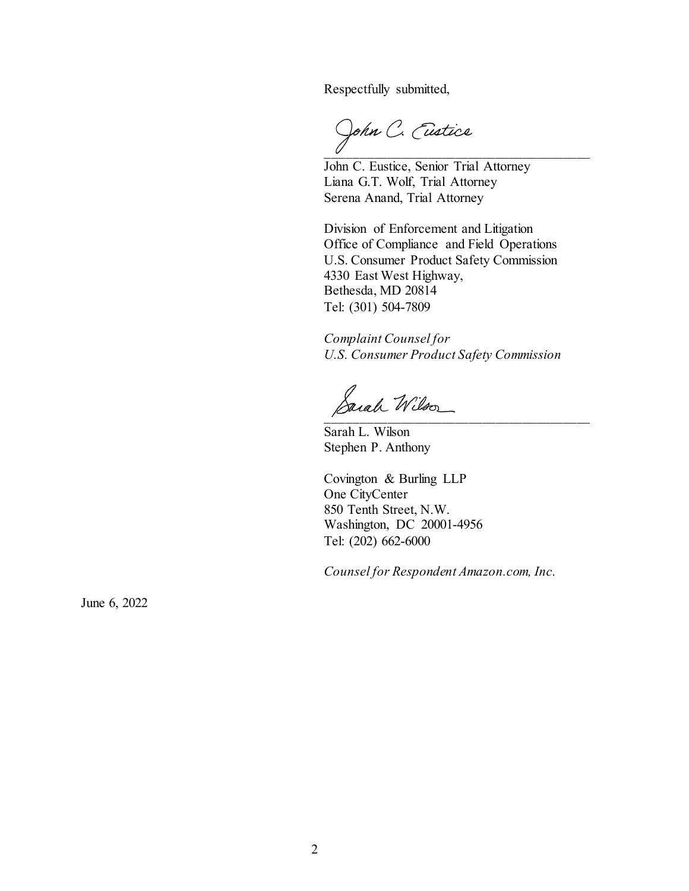Respectfully submitted,

John C. Eustice

\_\_\_\_\_\_\_\_\_\_\_\_\_\_\_\_\_\_\_\_\_\_\_\_\_\_\_\_\_\_\_\_\_\_\_\_\_\_\_\_

John C. Eustice, Senior Trial Attorney
Liana G.T. Wolf, Trial Attorney
Serena Anand, Trial Attorney

Division of Enforcement and Litigation
Office of Compliance and Field Operations
U.S. Consumer Product Safety Commission
4330 East West Highway,
Bethesda, MD 20814
Tel: (301) 504-7809

*Complaint Counsel for*
*U.S. Consumer Product Safety Commission*

Sarah Wilson

\_\_\_\_\_\_\_\_\_\_\_\_\_\_\_\_\_\_\_\_\_\_\_\_\_\_\_\_\_\_\_\_\_\_\_\_\_\_\_\_

Sarah L. Wilson
Stephen P. Anthony

Covington & Burling LLP
One CityCenter
850 Tenth Street, N.W.
Washington, DC 20001-4956
Tel: (202) 662-6000

*Counsel for Respondent Amazon.com, Inc.*

June 6, 2022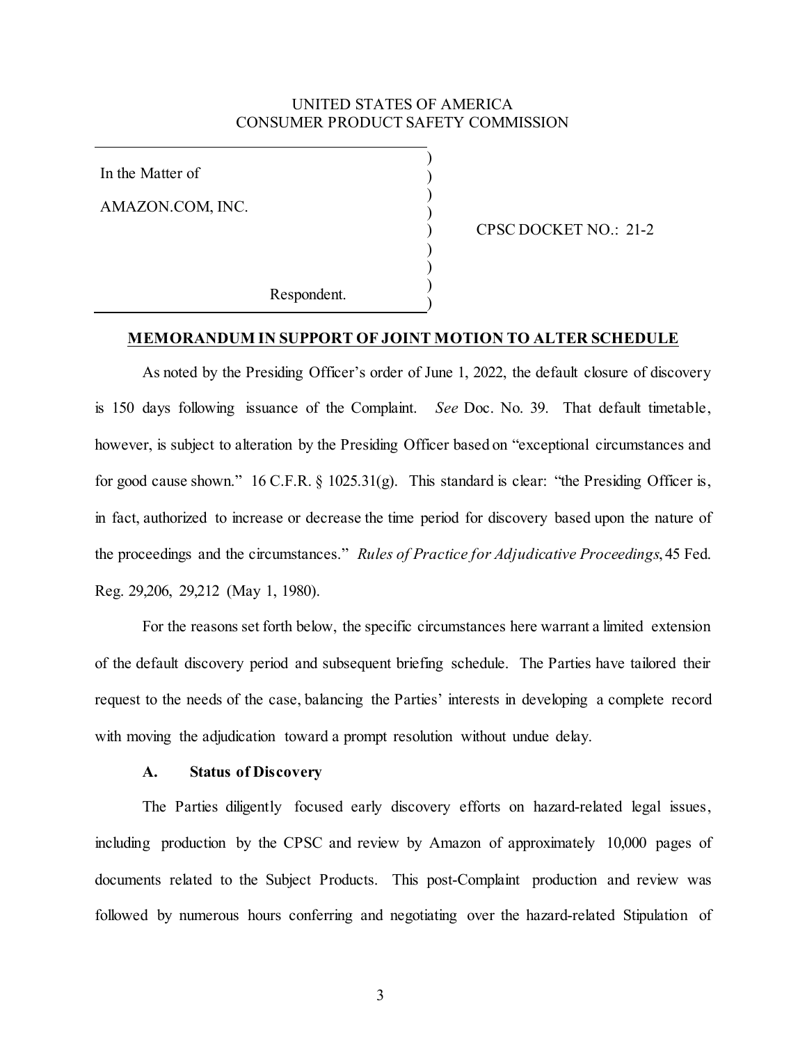UNITED STATES OF AMERICA
CONSUMER PRODUCT SAFETY COMMISSION

| | |
|---|---|
| In the Matter of<br><br>AMAZON.COM, INC.<br><br><br>Respondent. | CPSC DOCKET NO.: 21-2 |

**MEMORANDUM IN SUPPORT OF JOINT MOTION TO ALTER SCHEDULE**

As noted by the Presiding Officer's order of June 1, 2022, the default closure of discovery is 150 days following issuance of the Complaint. *See* Doc. No. 39. That default timetable, however, is subject to alteration by the Presiding Officer based on "exceptional circumstances and for good cause shown." 16 C.F.R. § 1025.31(g). This standard is clear: "the Presiding Officer is, in fact, authorized to increase or decrease the time period for discovery based upon the nature of the proceedings and the circumstances." *Rules of Practice for Adjudicative Proceedings*, 45 Fed. Reg. 29,206, 29,212 (May 1, 1980).

For the reasons set forth below, the specific circumstances here warrant a limited extension of the default discovery period and subsequent briefing schedule. The Parties have tailored their request to the needs of the case, balancing the Parties' interests in developing a complete record with moving the adjudication toward a prompt resolution without undue delay.

**A. Status of Discovery**

The Parties diligently focused early discovery efforts on hazard-related legal issues, including production by the CPSC and review by Amazon of approximately 10,000 pages of documents related to the Subject Products. This post-Complaint production and review was followed by numerous hours conferring and negotiating over the hazard-related Stipulation of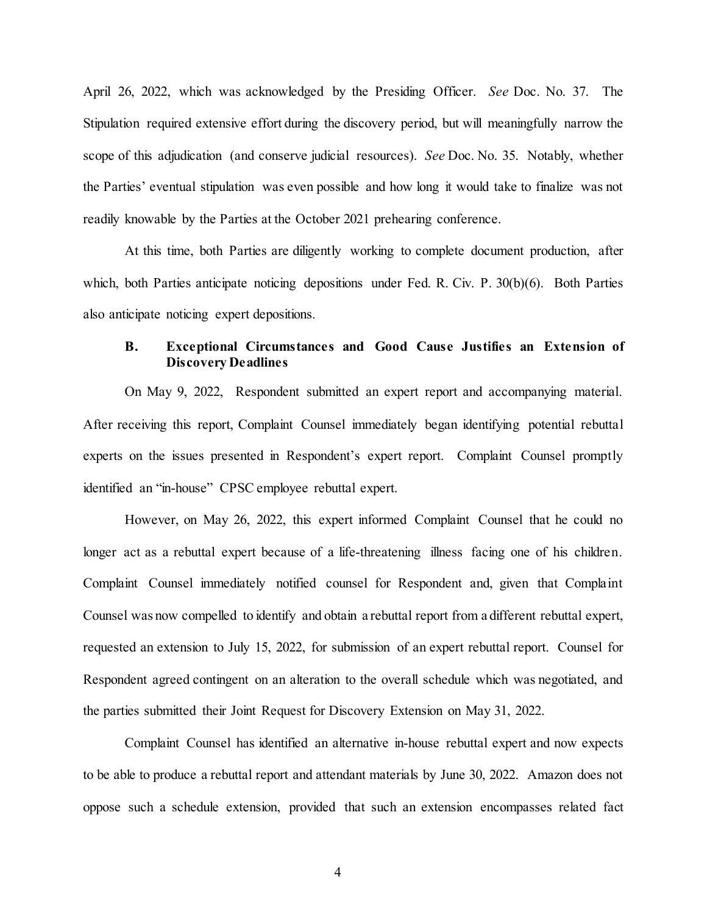April 26, 2022, which was acknowledged by the Presiding Officer. *See* Doc. No. 37. The Stipulation required extensive effort during the discovery period, but will meaningfully narrow the scope of this adjudication (and conserve judicial resources). *See* Doc. No. 35. Notably, whether the Parties' eventual stipulation was even possible and how long it would take to finalize was not readily knowable by the Parties at the October 2021 prehearing conference.

At this time, both Parties are diligently working to complete document production, after which, both Parties anticipate noticing depositions under Fed. R. Civ. P. 30(b)(6). Both Parties also anticipate noticing expert depositions.

### B. Exceptional Circumstances and Good Cause Justifies an Extension of Discovery Deadlines

On May 9, 2022, Respondent submitted an expert report and accompanying material. After receiving this report, Complaint Counsel immediately began identifying potential rebuttal experts on the issues presented in Respondent's expert report. Complaint Counsel promptly identified an "in-house" CPSC employee rebuttal expert.

However, on May 26, 2022, this expert informed Complaint Counsel that he could no longer act as a rebuttal expert because of a life-threatening illness facing one of his children. Complaint Counsel immediately notified counsel for Respondent and, given that Complaint Counsel was now compelled to identify and obtain a rebuttal report from a different rebuttal expert, requested an extension to July 15, 2022, for submission of an expert rebuttal report. Counsel for Respondent agreed contingent on an alteration to the overall schedule which was negotiated, and the parties submitted their Joint Request for Discovery Extension on May 31, 2022.

Complaint Counsel has identified an alternative in-house rebuttal expert and now expects to be able to produce a rebuttal report and attendant materials by June 30, 2022. Amazon does not oppose such a schedule extension, provided that such an extension encompasses related fact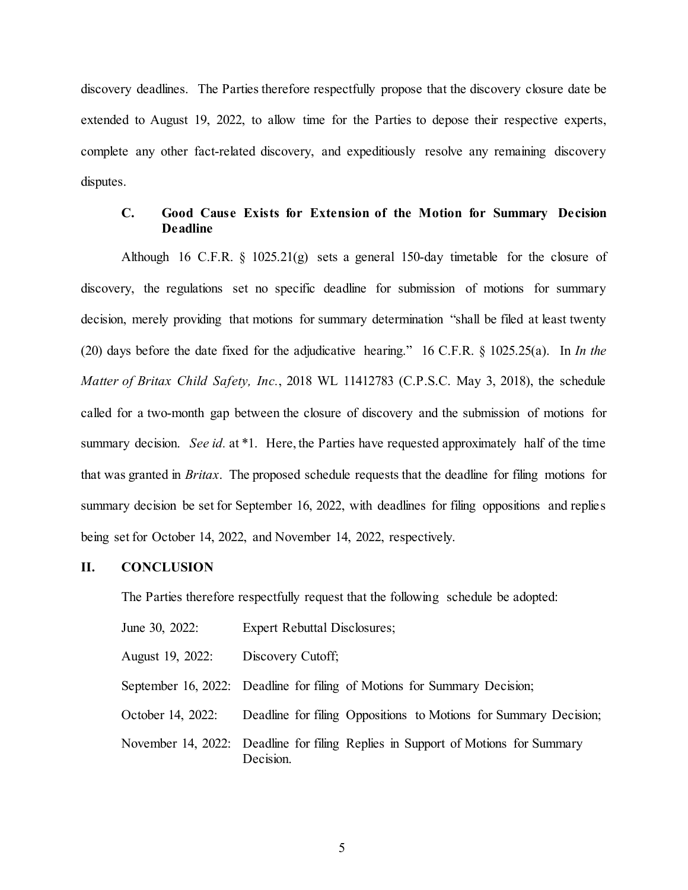discovery deadlines. The Parties therefore respectfully propose that the discovery closure date be extended to August 19, 2022, to allow time for the Parties to depose their respective experts, complete any other fact-related discovery, and expeditiously resolve any remaining discovery disputes.

### C. Good Cause Exists for Extension of the Motion for Summary Decision Deadline

Although 16 C.F.R. § 1025.21(g) sets a general 150-day timetable for the closure of discovery, the regulations set no specific deadline for submission of motions for summary decision, merely providing that motions for summary determination "shall be filed at least twenty (20) days before the date fixed for the adjudicative hearing." 16 C.F.R. § 1025.25(a). In *In the Matter of Britax Child Safety, Inc.*, 2018 WL 11412783 (C.P.S.C. May 3, 2018), the schedule called for a two-month gap between the closure of discovery and the submission of motions for summary decision. *See id.* at *1. Here, the Parties have requested approximately half of the time that was granted in *Britax*. The proposed schedule requests that the deadline for filing motions for summary decision be set for September 16, 2022, with deadlines for filing oppositions and replies being set for October 14, 2022, and November 14, 2022, respectively.

## II. CONCLUSION

The Parties therefore respectfully request that the following schedule be adopted:

| | |
|---|---|
| June 30, 2022: | Expert Rebuttal Disclosures; |
| August 19, 2022: | Discovery Cutoff; |
| September 16, 2022: | Deadline for filing of Motions for Summary Decision; |
| October 14, 2022: | Deadline for filing Oppositions to Motions for Summary Decision; |
| November 14, 2022: | Deadline for filing Replies in Support of Motions for Summary Decision. |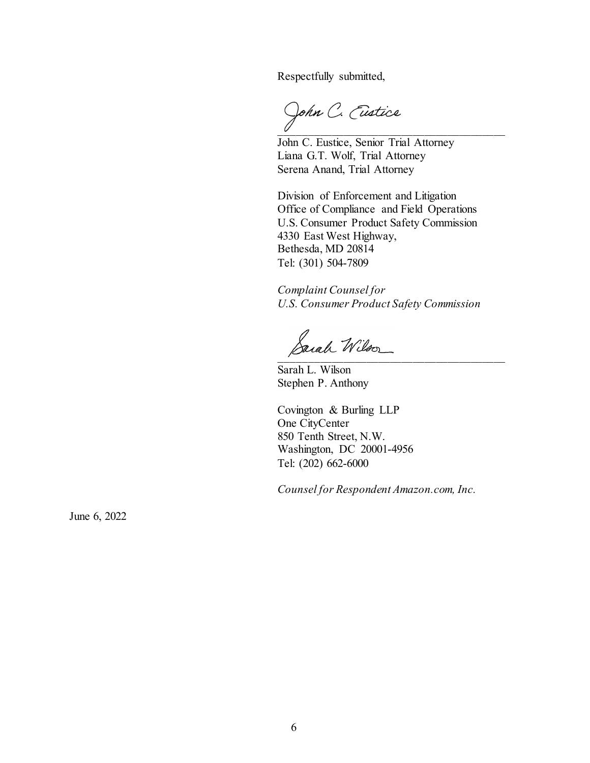Respectfully submitted,

John C. Eustice

\_\_\_\_\_\_\_\_\_\_\_\_\_\_\_\_\_\_\_\_\_\_\_\_\_\_\_\_\_\_\_\_\_\_\_\_\_\_

John C. Eustice, Senior Trial Attorney
Liana G.T. Wolf, Trial Attorney
Serena Anand, Trial Attorney

Division of Enforcement and Litigation
Office of Compliance and Field Operations
U.S. Consumer Product Safety Commission
4330 East West Highway,
Bethesda, MD 20814
Tel: (301) 504-7809

*Complaint Counsel for*
*U.S. Consumer Product Safety Commission*

Sarah Wilson

\_\_\_\_\_\_\_\_\_\_\_\_\_\_\_\_\_\_\_\_\_\_\_\_\_\_\_\_\_\_\_\_\_\_\_\_\_\_

Sarah L. Wilson
Stephen P. Anthony

Covington & Burling LLP
One CityCenter
850 Tenth Street, N.W.
Washington, DC 20001-4956
Tel: (202) 662-6000

*Counsel for Respondent Amazon.com, Inc.*

June 6, 2022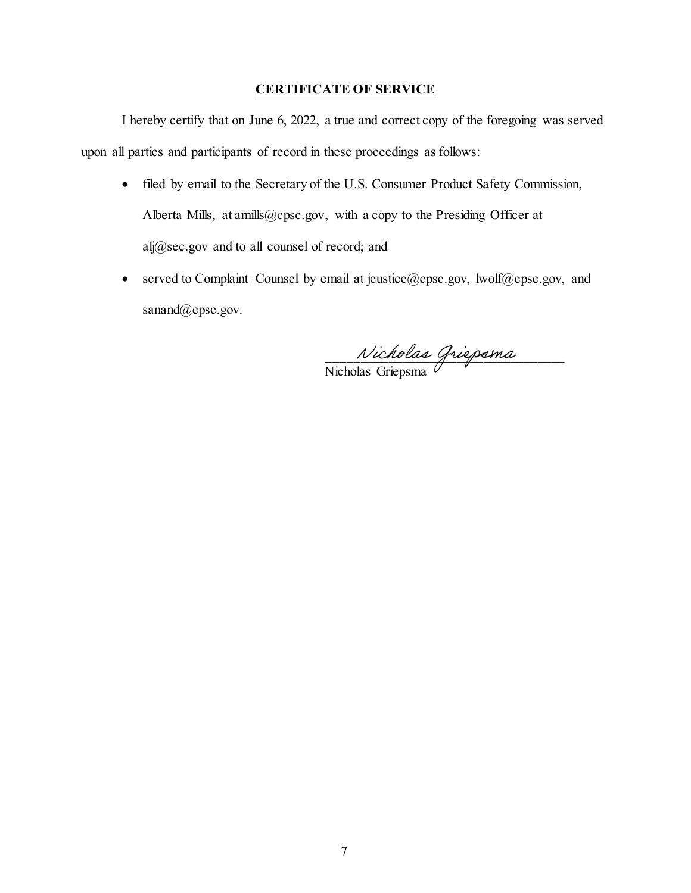**CERTIFICATE OF SERVICE**

I hereby certify that on June 6, 2022, a true and correct copy of the foregoing was served upon all parties and participants of record in these proceedings as follows:

- filed by email to the Secretary of the U.S. Consumer Product Safety Commission, Alberta Mills, at amills@cpsc.gov, with a copy to the Presiding Officer at alj@sec.gov and to all counsel of record; and
- served to Complaint Counsel by email at jeustice@cpsc.gov, lwolf@cpsc.gov, and sanand@cpsc.gov.

Nicholas Griepsma
Nicholas Griepsma